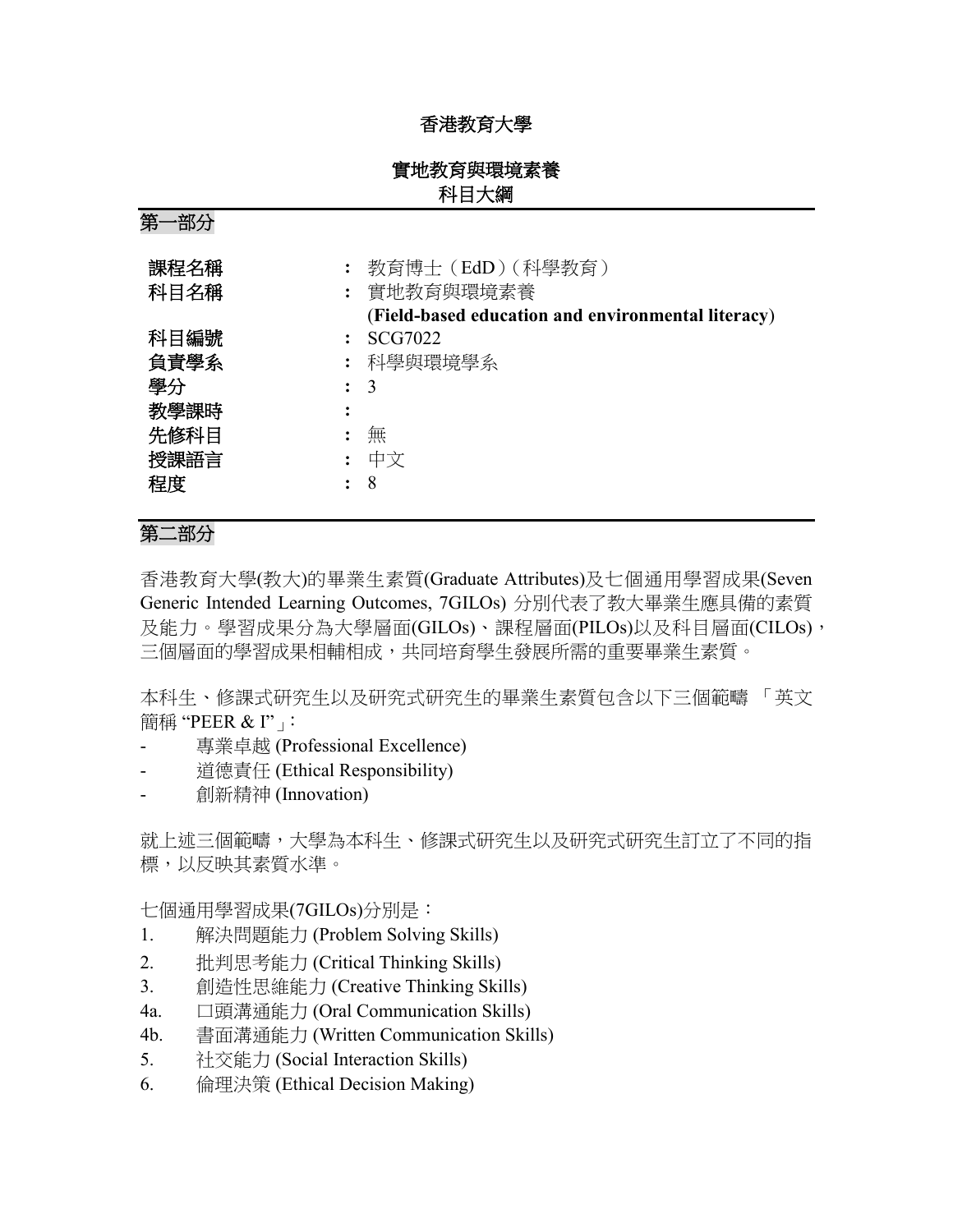# 香港教育大學

## 實地教育與環境素養
## 科目大綱

### 第一部分

| | | |
|---|---|---|
| **課程名稱** | **:** | 教育博士（EdD）(科學教育) |
| **科目名稱** | **:** | 實地教育與環境素養<br>(**Field-based education and environmental literacy**) |
| **科目編號** | **:** | SCG7022 |
| **負責學系** | **:** | 科學與環境學系 |
| **學分** | **:** | 3 |
| **教學課時** | **:** | |
| **先修科目** | **:** | 無 |
| **授課語言** | **:** | 中文 |
| **程度** | **:** | 8 |

### 第二部分

香港教育大學(教大)的畢業生素質(Graduate Attributes)及七個通用學習成果(Seven Generic Intended Learning Outcomes, 7GILOs) 分別代表了教大畢業生應具備的素質及能力。學習成果分為大學層面(GILOs)、課程層面(PILOs)以及科目層面(CILOs)，三個層面的學習成果相輔相成，共同培育學生發展所需的重要畢業生素質。

本科生、修課式研究生以及研究式研究生的畢業生素質包含以下三個範疇 「英文簡稱 "PEER & I"」:

- 專業卓越 (Professional Excellence)
- 道德責任 (Ethical Responsibility)
- 創新精神 (Innovation)

就上述三個範疇，大學為本科生、修課式研究生以及研究式研究生訂立了不同的指標，以反映其素質水準。

七個通用學習成果(7GILOs)分別是：

1. 解決問題能力 (Problem Solving Skills)
2. 批判思考能力 (Critical Thinking Skills)
3. 創造性思維能力 (Creative Thinking Skills)
4a. 口頭溝通能力 (Oral Communication Skills)
4b. 書面溝通能力 (Written Communication Skills)
5. 社交能力 (Social Interaction Skills)
6. 倫理決策 (Ethical Decision Making)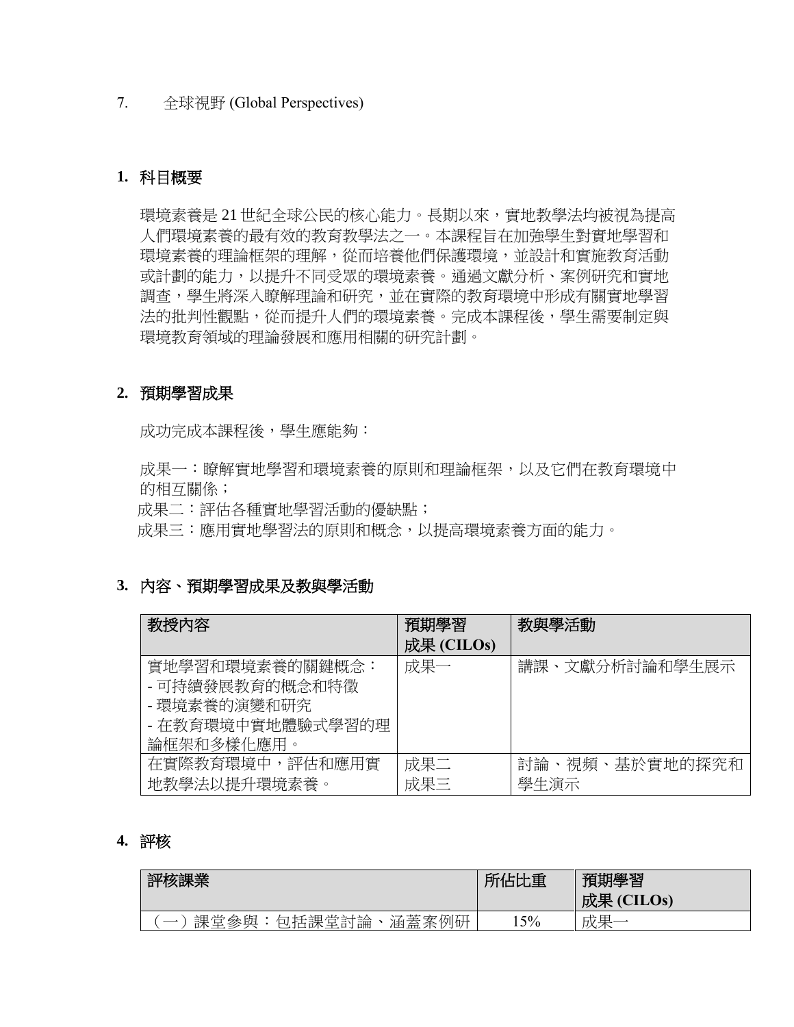7. 全球視野 (Global Perspectives)

## 1. 科目概要

環境素養是 21 世紀全球公民的核心能力。長期以來，實地教學法均被視為提高人們環境素養的最有效的教育教學法之一。本課程旨在加強學生對實地學習和環境素養的理論框架的理解，從而培養他們保護環境，並設計和實施教育活動或計劃的能力，以提升不同受眾的環境素養。通過文獻分析、案例研究和實地調查，學生將深入瞭解理論和研究，並在實際的教育環境中形成有關實地學習法的批判性觀點，從而提升人們的環境素養。完成本課程後，學生需要制定與環境教育領域的理論發展和應用相關的研究計劃。

## 2. 預期學習成果

成功完成本課程後，學生應能夠：

成果一：瞭解實地學習和環境素養的原則和理論框架，以及它們在教育環境中的相互關係；

成果二：評估各種實地學習活動的優缺點；

成果三：應用實地學習法的原則和概念，以提高環境素養方面的能力。

## 3. 內容、預期學習成果及教與學活動

| 教授內容 | 預期學習成果 (CILOs) | 教與學活動 |
|---|---|---|
| 實地學習和環境素養的關鍵概念：<br>- 可持續發展教育的概念和特徵<br>- 環境素養的演變和研究<br>- 在教育環境中實地體驗式學習的理論框架和多樣化應用。 | 成果一 | 講課、文獻分析討論和學生展示 |
| 在實際教育環境中，評估和應用實地教學法以提升環境素養。 | 成果二<br>成果三 | 討論、視頻、基於實地的探究和學生演示 |

## 4. 評核

| 評核課業 | 所佔比重 | 預期學習成果 (CILOs) |
|---|---|---|
| （一）課堂參與：包括課堂討論、涵蓋案例研 | 15% | 成果一 |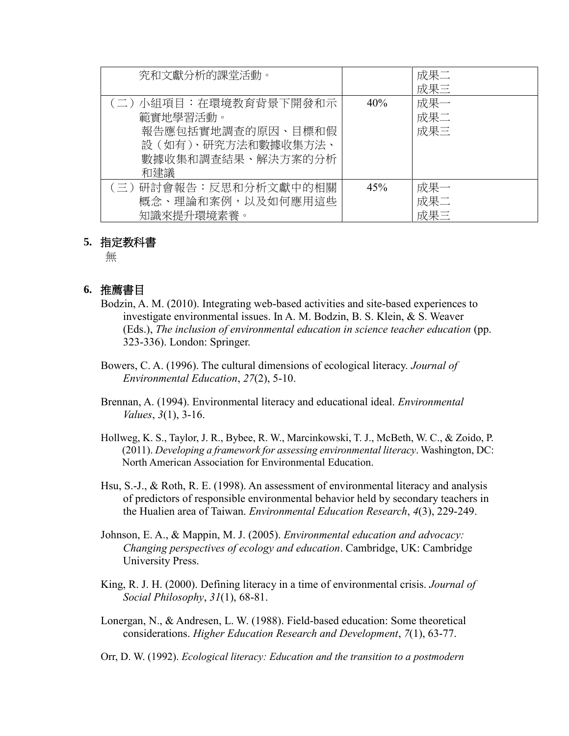| | | |
|---|---|---|
| 究和文獻分析的課堂活動。 | | 成果二<br>成果三 |
| （二）小組項目：在環境教育背景下開發和示範實地學習活動。<br>報告應包括實地調查的原因、目標和假設（如有）、研究方法和數據收集方法、數據收集和調查結果、解決方案的分析和建議 | 40% | 成果一<br>成果二<br>成果三 |
| （三）研討會報告：反思和分析文獻中的相關概念、理論和案例，以及如何應用這些知識來提升環境素養。 | 45% | 成果一<br>成果二<br>成果三 |

## 5. 指定教科書

無

## 6. 推薦書目

Bodzin, A. M. (2010). Integrating web-based activities and site-based experiences to investigate environmental issues. In A. M. Bodzin, B. S. Klein, & S. Weaver (Eds.), *The inclusion of environmental education in science teacher education* (pp. 323-336). London: Springer.

Bowers, C. A. (1996). The cultural dimensions of ecological literacy. *Journal of Environmental Education*, *27*(2), 5-10.

Brennan, A. (1994). Environmental literacy and educational ideal. *Environmental Values*, *3*(1), 3-16.

Hollweg, K. S., Taylor, J. R., Bybee, R. W., Marcinkowski, T. J., McBeth, W. C., & Zoido, P. (2011). *Developing a framework for assessing environmental literacy*. Washington, DC: North American Association for Environmental Education.

Hsu, S.-J., & Roth, R. E. (1998). An assessment of environmental literacy and analysis of predictors of responsible environmental behavior held by secondary teachers in the Hualien area of Taiwan. *Environmental Education Research*, *4*(3), 229-249.

Johnson, E. A., & Mappin, M. J. (2005). *Environmental education and advocacy: Changing perspectives of ecology and education*. Cambridge, UK: Cambridge University Press.

King, R. J. H. (2000). Defining literacy in a time of environmental crisis. *Journal of Social Philosophy*, *31*(1), 68-81.

Lonergan, N., & Andresen, L. W. (1988). Field-based education: Some theoretical considerations. *Higher Education Research and Development*, *7*(1), 63-77.

Orr, D. W. (1992). *Ecological literacy: Education and the transition to a postmodern*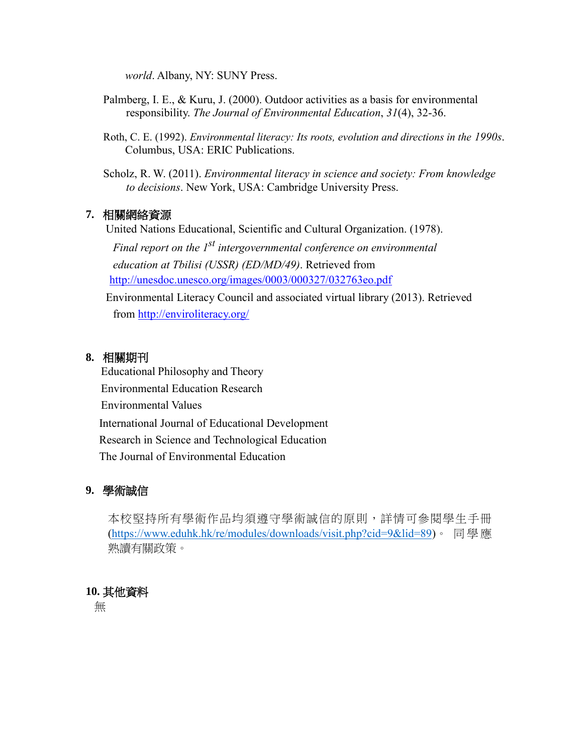*world*. Albany, NY: SUNY Press.

Palmberg, I. E., & Kuru, J. (2000). Outdoor activities as a basis for environmental responsibility. *The Journal of Environmental Education*, *31*(4), 32-36.

Roth, C. E. (1992). *Environmental literacy: Its roots, evolution and directions in the 1990s*. Columbus, USA: ERIC Publications.

Scholz, R. W. (2011). *Environmental literacy in science and society: From knowledge to decisions*. New York, USA: Cambridge University Press.

## 7. 相關網絡資源

United Nations Educational, Scientific and Cultural Organization. (1978). *Final report on the 1st intergovernmental conference on environmental education at Tbilisi (USSR) (ED/MD/49)*. Retrieved from http://unesdoc.unesco.org/images/0003/000327/032763eo.pdf

Environmental Literacy Council and associated virtual library (2013). Retrieved from http://enviroliteracy.org/

## 8. 相關期刊

Educational Philosophy and Theory

Environmental Education Research

Environmental Values

International Journal of Educational Development

Research in Science and Technological Education

The Journal of Environmental Education

## 9. 學術誠信

本校堅持所有學術作品均須遵守學術誠信的原則，詳情可參閱學生手冊 (https://www.eduhk.hk/re/modules/downloads/visit.php?cid=9&lid=89)。 同學應熟讀有關政策。

## 10. 其他資料

無